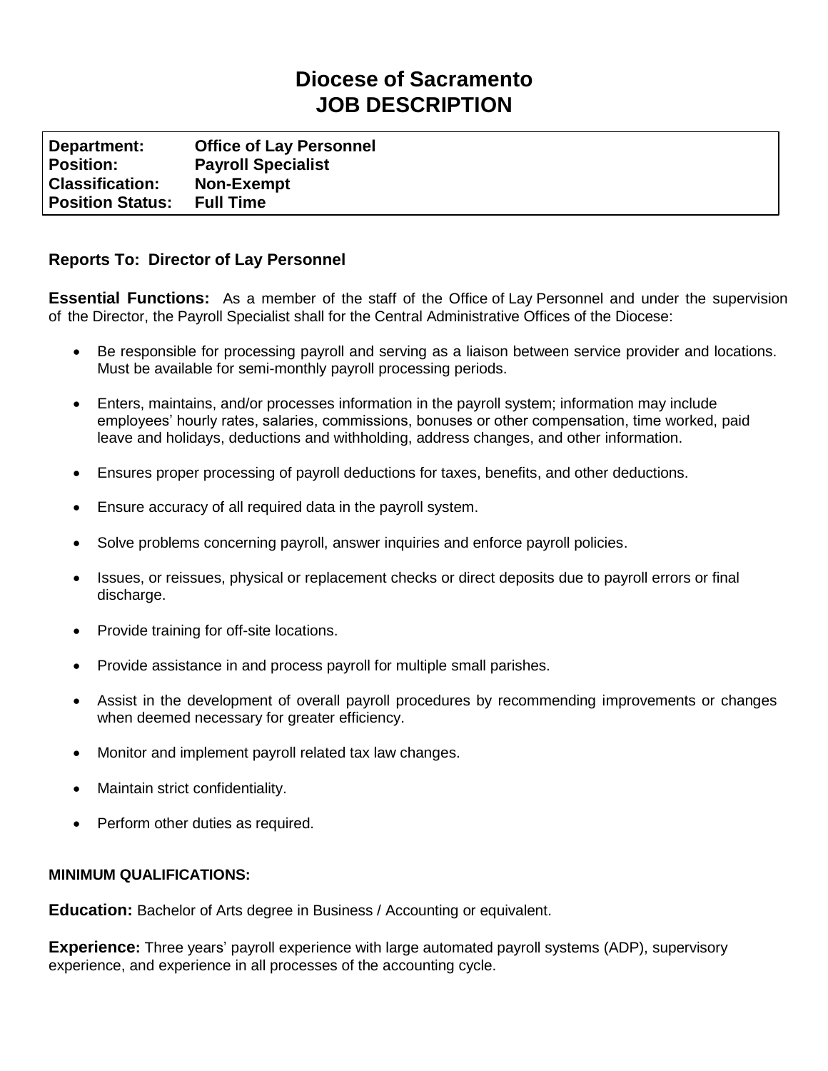# Diocese of Sacramento
# JOB DESCRIPTION

| | |
|---|---|
| **Department:** | **Office of Lay Personnel** |
| **Position:** | **Payroll Specialist** |
| **Classification:** | **Non-Exempt** |
| **Position Status:** | **Full Time** |

**Reports To: Director of Lay Personnel**

**Essential Functions:** As a member of the staff of the Office of Lay Personnel and under the supervision of the Director, the Payroll Specialist shall for the Central Administrative Offices of the Diocese:

- Be responsible for processing payroll and serving as a liaison between service provider and locations. Must be available for semi-monthly payroll processing periods.
- Enters, maintains, and/or processes information in the payroll system; information may include employees' hourly rates, salaries, commissions, bonuses or other compensation, time worked, paid leave and holidays, deductions and withholding, address changes, and other information.
- Ensures proper processing of payroll deductions for taxes, benefits, and other deductions.
- Ensure accuracy of all required data in the payroll system.
- Solve problems concerning payroll, answer inquiries and enforce payroll policies.
- Issues, or reissues, physical or replacement checks or direct deposits due to payroll errors or final discharge.
- Provide training for off-site locations.
- Provide assistance in and process payroll for multiple small parishes.
- Assist in the development of overall payroll procedures by recommending improvements or changes when deemed necessary for greater efficiency.
- Monitor and implement payroll related tax law changes.
- Maintain strict confidentiality.
- Perform other duties as required.

**MINIMUM QUALIFICATIONS:**

**Education:** Bachelor of Arts degree in Business / Accounting or equivalent.

**Experience:** Three years' payroll experience with large automated payroll systems (ADP), supervisory experience, and experience in all processes of the accounting cycle.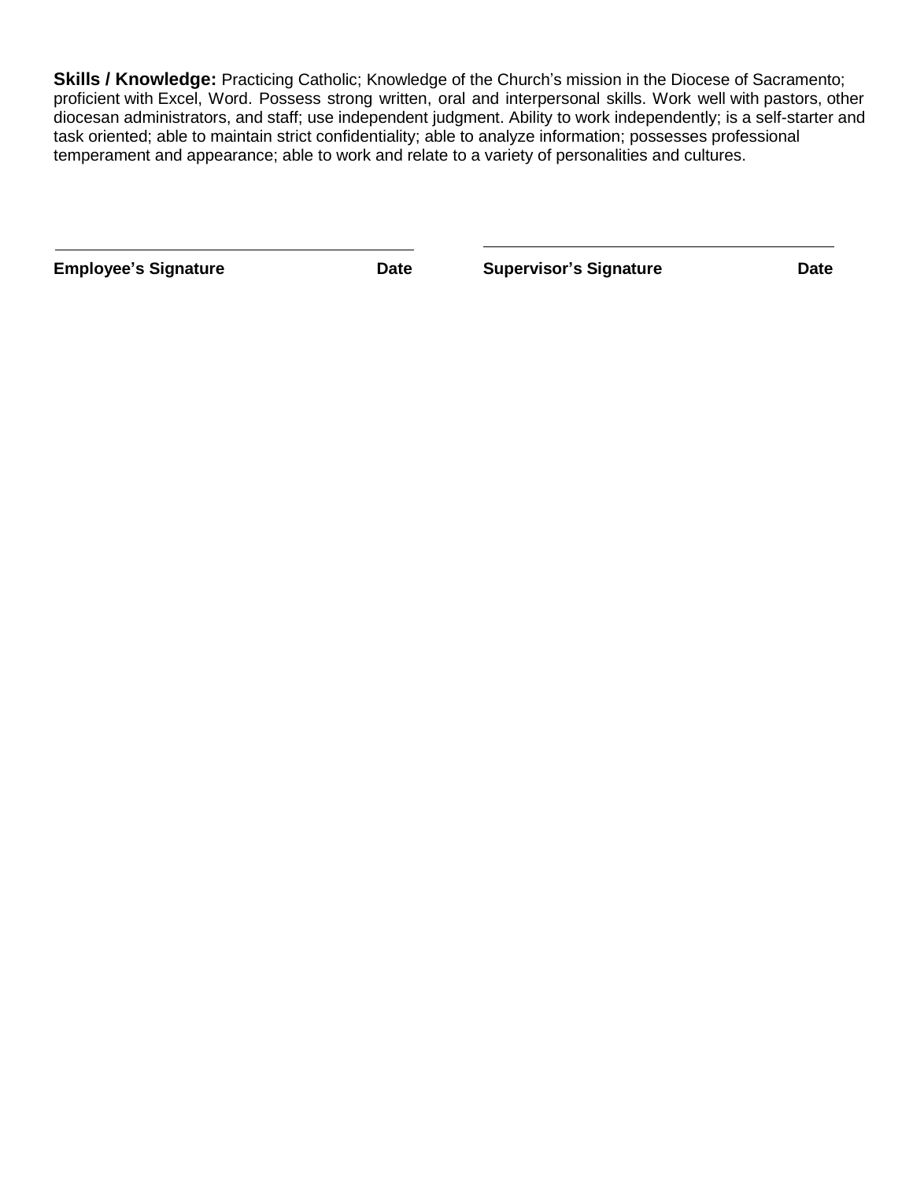**Skills / Knowledge:** Practicing Catholic; Knowledge of the Church's mission in the Diocese of Sacramento; proficient with Excel, Word. Possess strong written, oral and interpersonal skills. Work well with pastors, other diocesan administrators, and staff; use independent judgment. Ability to work independently; is a self-starter and task oriented; able to maintain strict confidentiality; able to analyze information; possesses professional temperament and appearance; able to work and relate to a variety of personalities and cultures.

| | | | |
|---|---|---|---|
| **Employee's Signature** | **Date** | **Supervisor's Signature** | **Date** |